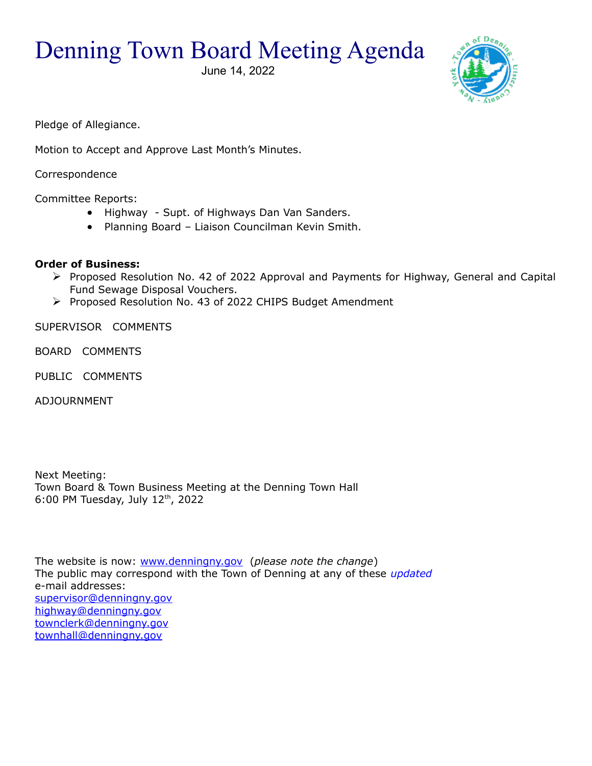# Denning Town Board Meeting Agenda

June 14, 2022

Pledge of Allegiance.

Motion to Accept and Approve Last Month's Minutes.

Correspondence

Committee Reports:

- Highway - Supt. of Highways Dan Van Sanders.
- Planning Board – Liaison Councilman Kevin Smith.

**Order of Business:**

- Proposed Resolution No. 42 of 2022 Approval and Payments for Highway, General and Capital Fund Sewage Disposal Vouchers.
- Proposed Resolution No. 43 of 2022 CHIPS Budget Amendment

SUPERVISOR COMMENTS

BOARD COMMENTS

PUBLIC COMMENTS

ADJOURNMENT

Next Meeting:
Town Board & Town Business Meeting at the Denning Town Hall
6:00 PM Tuesday, July 12th, 2022

The website is now: www.denningny.gov (*please note the change*)
The public may correspond with the Town of Denning at any of these *updated* e-mail addresses:
supervisor@denningny.gov
highway@denningny.gov
townclerk@denningny.gov
townhall@denningny.gov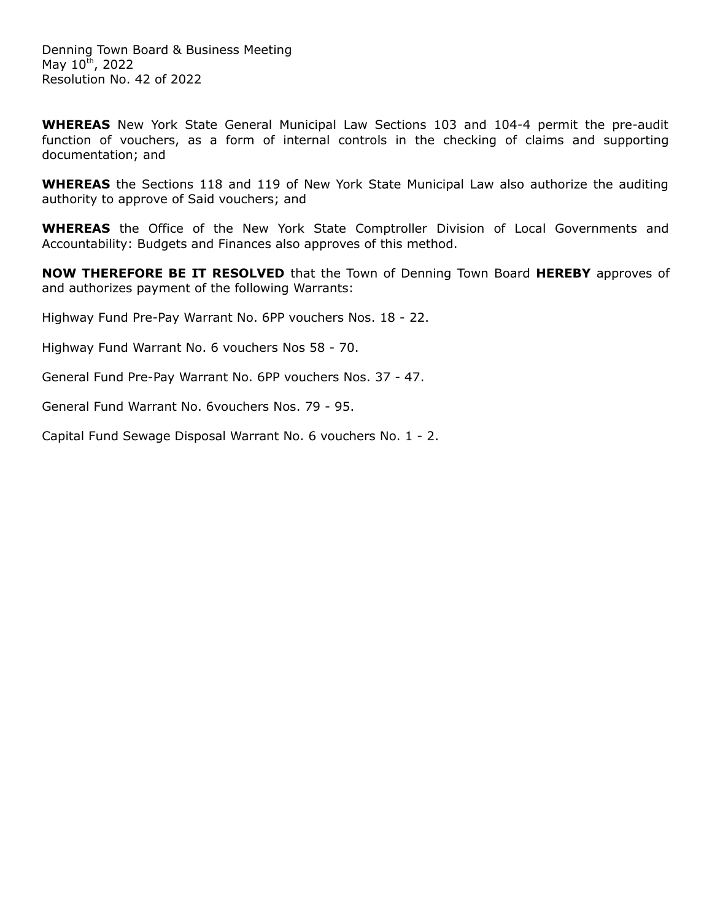Denning Town Board & Business Meeting
May 10th, 2022
Resolution No. 42 of 2022

**WHEREAS** New York State General Municipal Law Sections 103 and 104-4 permit the pre-audit function of vouchers, as a form of internal controls in the checking of claims and supporting documentation; and

**WHEREAS** the Sections 118 and 119 of New York State Municipal Law also authorize the auditing authority to approve of Said vouchers; and

**WHEREAS** the Office of the New York State Comptroller Division of Local Governments and Accountability: Budgets and Finances also approves of this method.

**NOW THEREFORE BE IT RESOLVED** that the Town of Denning Town Board **HEREBY** approves of and authorizes payment of the following Warrants:

Highway Fund Pre-Pay Warrant No. 6PP vouchers Nos. 18 - 22.

Highway Fund Warrant No. 6 vouchers Nos 58 - 70.

General Fund Pre-Pay Warrant No. 6PP vouchers Nos. 37 - 47.

General Fund Warrant No. 6vouchers Nos. 79 - 95.

Capital Fund Sewage Disposal Warrant No. 6 vouchers No. 1 - 2.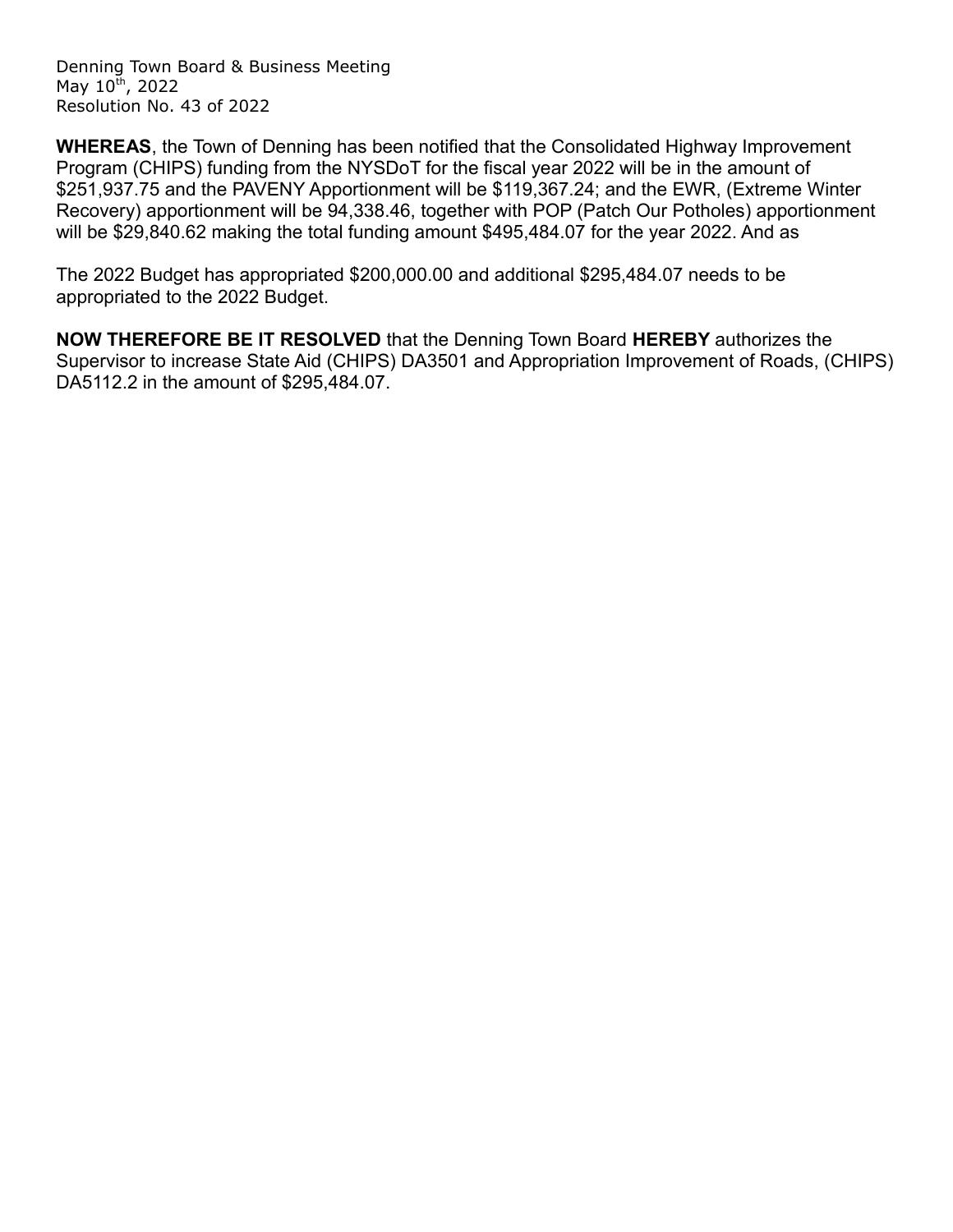Denning Town Board & Business Meeting
May 10th, 2022
Resolution No. 43 of 2022

**WHEREAS**, the Town of Denning has been notified that the Consolidated Highway Improvement Program (CHIPS) funding from the NYSDoT for the fiscal year 2022 will be in the amount of $251,937.75 and the PAVENY Apportionment will be $119,367.24; and the EWR, (Extreme Winter Recovery) apportionment will be 94,338.46, together with POP (Patch Our Potholes) apportionment will be $29,840.62 making the total funding amount $495,484.07 for the year 2022. And as

The 2022 Budget has appropriated $200,000.00 and additional $295,484.07 needs to be appropriated to the 2022 Budget.

**NOW THEREFORE BE IT RESOLVED** that the Denning Town Board **HEREBY** authorizes the Supervisor to increase State Aid (CHIPS) DA3501 and Appropriation Improvement of Roads, (CHIPS) DA5112.2 in the amount of $295,484.07.